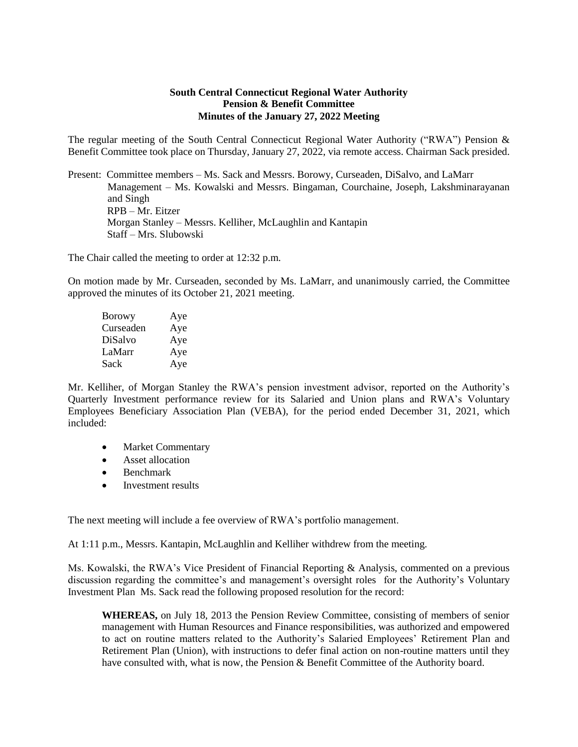**South Central Connecticut Regional Water Authority**
**Pension & Benefit Committee**
**Minutes of the January 27, 2022 Meeting**

The regular meeting of the South Central Connecticut Regional Water Authority ("RWA") Pension & Benefit Committee took place on Thursday, January 27, 2022, via remote access. Chairman Sack presided.

Present: Committee members – Ms. Sack and Messrs. Borowy, Curseaden, DiSalvo, and LaMarr
Management – Ms. Kowalski and Messrs. Bingaman, Courchaine, Joseph, Lakshminarayanan and Singh
RPB – Mr. Eitzer
Morgan Stanley – Messrs. Kelliher, McLaughlin and Kantapin
Staff – Mrs. Slubowski

The Chair called the meeting to order at 12:32 p.m.

On motion made by Mr. Curseaden, seconded by Ms. LaMarr, and unanimously carried, the Committee approved the minutes of its October 21, 2021 meeting.

| | |
|---|---|
| Borowy | Aye |
| Curseaden | Aye |
| DiSalvo | Aye |
| LaMarr | Aye |
| Sack | Aye |

Mr. Kelliher, of Morgan Stanley the RWA's pension investment advisor, reported on the Authority's Quarterly Investment performance review for its Salaried and Union plans and RWA's Voluntary Employees Beneficiary Association Plan (VEBA), for the period ended December 31, 2021, which included:

- Market Commentary
- Asset allocation
- Benchmark
- Investment results

The next meeting will include a fee overview of RWA's portfolio management.

At 1:11 p.m., Messrs. Kantapin, McLaughlin and Kelliher withdrew from the meeting.

Ms. Kowalski, the RWA's Vice President of Financial Reporting & Analysis, commented on a previous discussion regarding the committee's and management's oversight roles for the Authority's Voluntary Investment Plan Ms. Sack read the following proposed resolution for the record:

> **WHEREAS,** on July 18, 2013 the Pension Review Committee, consisting of members of senior management with Human Resources and Finance responsibilities, was authorized and empowered to act on routine matters related to the Authority's Salaried Employees' Retirement Plan and Retirement Plan (Union), with instructions to defer final action on non-routine matters until they have consulted with, what is now, the Pension & Benefit Committee of the Authority board.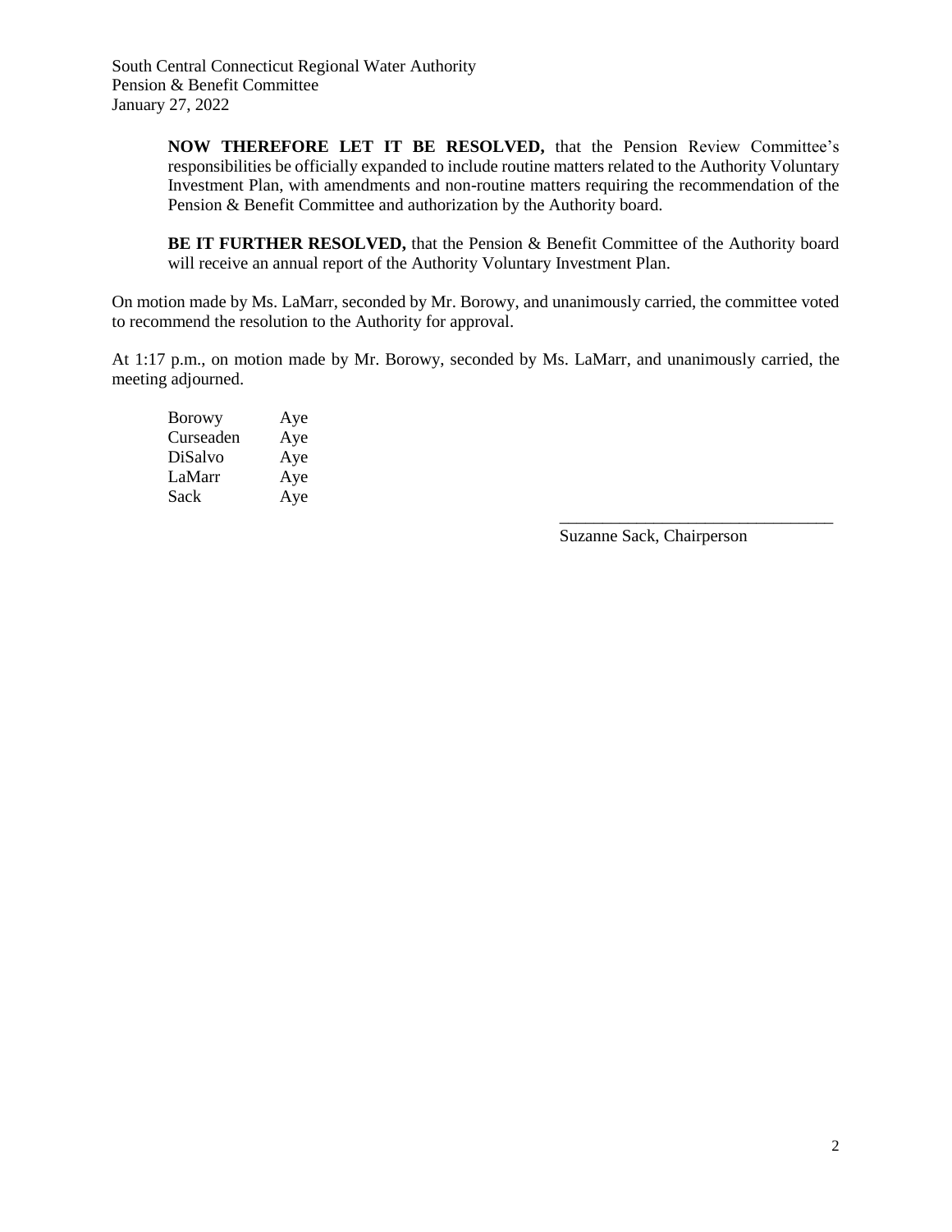**NOW THEREFORE LET IT BE RESOLVED,** that the Pension Review Committee's responsibilities be officially expanded to include routine matters related to the Authority Voluntary Investment Plan, with amendments and non-routine matters requiring the recommendation of the Pension & Benefit Committee and authorization by the Authority board.

**BE IT FURTHER RESOLVED,** that the Pension & Benefit Committee of the Authority board will receive an annual report of the Authority Voluntary Investment Plan.

On motion made by Ms. LaMarr, seconded by Mr. Borowy, and unanimously carried, the committee voted to recommend the resolution to the Authority for approval.

At 1:17 p.m., on motion made by Mr. Borowy, seconded by Ms. LaMarr, and unanimously carried, the meeting adjourned.

| | |
|---|---|
| Borowy | Aye |
| Curseaden | Aye |
| DiSalvo | Aye |
| LaMarr | Aye |
| Sack | Aye |

_________________________________

Suzanne Sack, Chairperson